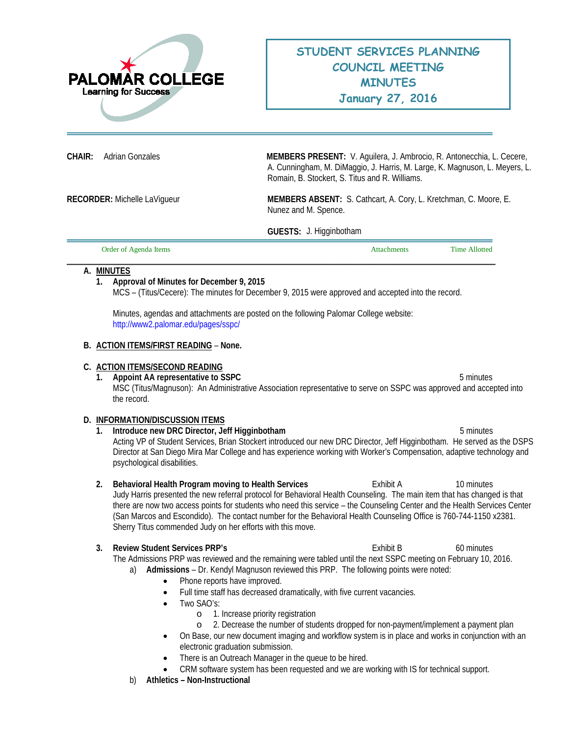PALOMAR COLLEGE
Learning for Success

# STUDENT SERVICES PLANNING COUNCIL MEETING MINUTES
## January 27, 2016

**CHAIR:** Adrian Gonzales

**MEMBERS PRESENT:** V. Aguilera, J. Ambrocio, R. Antonecchia, L. Cecere, A. Cunningham, M. DiMaggio, J. Harris, M. Large, K. Magnuson, L. Meyers, L. Romain, B. Stockert, S. Titus and R. Williams.

**RECORDER:** Michelle LaVigueur

**MEMBERS ABSENT:** S. Cathcart, A. Cory, L. Kretchman, C. Moore, E. Nunez and M. Spence.

**GUESTS:** J. Higginbotham

| Order of Agenda Items | Attachments | Time Allotted |
|---|---|---|

**A. MINUTES**

1. **Approval of Minutes for December 9, 2015**
   MCS – (Titus/Cecere): The minutes for December 9, 2015 were approved and accepted into the record.

   Minutes, agendas and attachments are posted on the following Palomar College website: http://www2.palomar.edu/pages/sspc/

**B. ACTION ITEMS/FIRST READING – None.**

**C. ACTION ITEMS/SECOND READING**

1. **Appoint AA representative to SSPC** — 5 minutes
   MSC (Titus/Magnuson): An Administrative Association representative to serve on SSPC was approved and accepted into the record.

**D. INFORMATION/DISCUSSION ITEMS**

1. **Introduce new DRC Director, Jeff Higginbotham** — 5 minutes
   Acting VP of Student Services, Brian Stockert introduced our new DRC Director, Jeff Higginbotham. He served as the DSPS Director at San Diego Mira Mar College and has experience working with Worker's Compensation, adaptive technology and psychological disabilities.

2. **Behavioral Health Program moving to Health Services** — Exhibit A — 10 minutes
   Judy Harris presented the new referral protocol for Behavioral Health Counseling. The main item that has changed is that there are now two access points for students who need this service – the Counseling Center and the Health Services Center (San Marcos and Escondido). The contact number for the Behavioral Health Counseling Office is 760-744-1150 x2381. Sherry Titus commended Judy on her efforts with this move.

3. **Review Student Services PRP's** — Exhibit B — 60 minutes
   The Admissions PRP was reviewed and the remaining were tabled until the next SSPC meeting on February 10, 2016.
   a) **Admissions** – Dr. Kendyl Magnuson reviewed this PRP. The following points were noted:
      - Phone reports have improved.
      - Full time staff has decreased dramatically, with five current vacancies.
      - Two SAO's:
        - 1. Increase priority registration
        - 2. Decrease the number of students dropped for non-payment/implement a payment plan
      - On Base, our new document imaging and workflow system is in place and works in conjunction with an electronic graduation submission.
      - There is an Outreach Manager in the queue to be hired.
      - CRM software system has been requested and we are working with IS for technical support.

   b) **Athletics – Non-Instructional**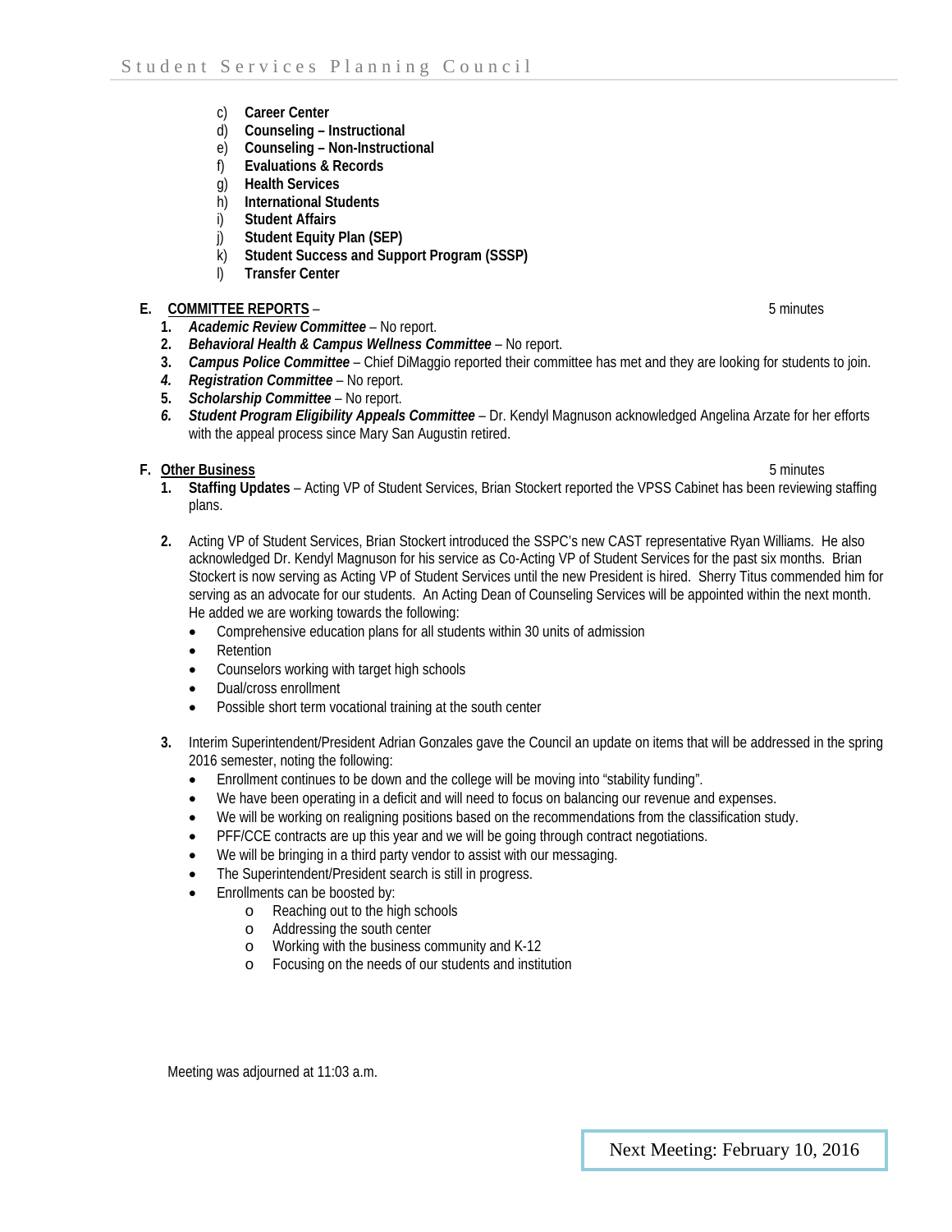c) **Career Center**
d) **Counseling – Instructional**
e) **Counseling – Non-Instructional**
f) **Evaluations & Records**
g) **Health Services**
h) **International Students**
i) **Student Affairs**
j) **Student Equity Plan (SEP)**
k) **Student Success and Support Program (SSSP)**
l) **Transfer Center**

**E. <u>COMMITTEE REPORTS</u>** – 5 minutes

1. ***Academic Review Committee*** – No report.
2. ***Behavioral Health & Campus Wellness Committee*** – No report.
3. ***Campus Police Committee*** – Chief DiMaggio reported their committee has met and they are looking for students to join.
4. ***Registration Committee*** – No report.
5. ***Scholarship Committee*** – No report.
6. ***Student Program Eligibility Appeals Committee*** – Dr. Kendyl Magnuson acknowledged Angelina Arzate for her efforts with the appeal process since Mary San Augustin retired.

**F. <u>Other Business</u>** 5 minutes

1. **Staffing Updates** – Acting VP of Student Services, Brian Stockert reported the VPSS Cabinet has been reviewing staffing plans.

2. Acting VP of Student Services, Brian Stockert introduced the SSPC's new CAST representative Ryan Williams. He also acknowledged Dr. Kendyl Magnuson for his service as Co-Acting VP of Student Services for the past six months. Brian Stockert is now serving as Acting VP of Student Services until the new President is hired. Sherry Titus commended him for serving as an advocate for our students. An Acting Dean of Counseling Services will be appointed within the next month. He added we are working towards the following:
   - Comprehensive education plans for all students within 30 units of admission
   - Retention
   - Counselors working with target high schools
   - Dual/cross enrollment
   - Possible short term vocational training at the south center

3. Interim Superintendent/President Adrian Gonzales gave the Council an update on items that will be addressed in the spring 2016 semester, noting the following:
   - Enrollment continues to be down and the college will be moving into "stability funding".
   - We have been operating in a deficit and will need to focus on balancing our revenue and expenses.
   - We will be working on realigning positions based on the recommendations from the classification study.
   - PFF/CCE contracts are up this year and we will be going through contract negotiations.
   - We will be bringing in a third party vendor to assist with our messaging.
   - The Superintendent/President search is still in progress.
   - Enrollments can be boosted by:
     - Reaching out to the high schools
     - Addressing the south center
     - Working with the business community and K-12
     - Focusing on the needs of our students and institution

Meeting was adjourned at 11:03 a.m.

Next Meeting: February 10, 2016